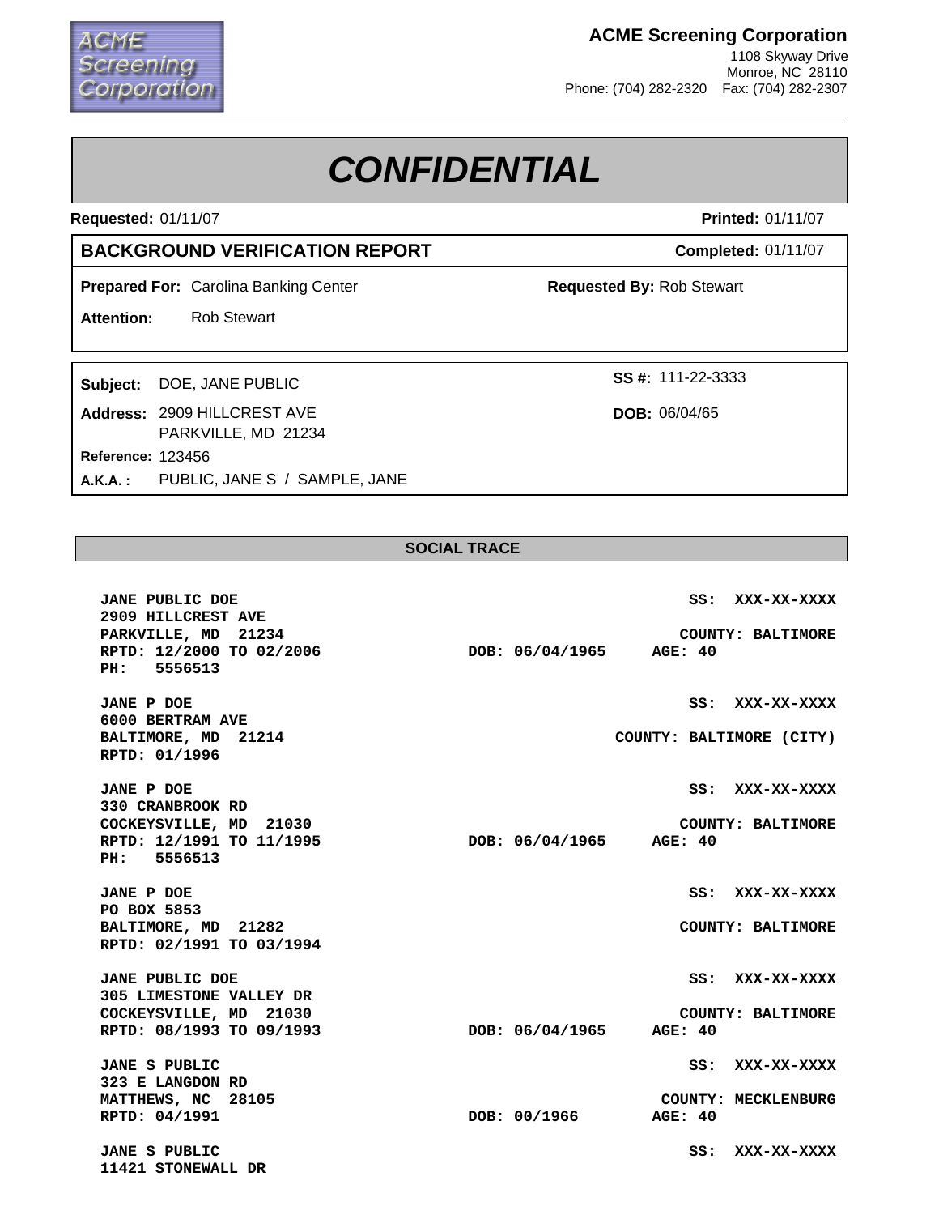**ACME Screening Corporation**
1108 Skyway Drive
Monroe, NC 28110
Phone: (704) 282-2320 Fax: (704) 282-2307

# CONFIDENTIAL

**Requested:** 01/11/07 **Printed:** 01/11/07

## BACKGROUND VERIFICATION REPORT

**Completed:** 01/11/07

**Prepared For:** Carolina Banking Center **Requested By:** Rob Stewart

**Attention:** Rob Stewart

**Subject:** DOE, JANE PUBLIC **SS #:** 111-22-3333

**Address:** 2909 HILLCREST AVE
PARKVILLE, MD 21234 **DOB:** 06/04/65

**Reference:** 123456

**A.K.A. :** PUBLIC, JANE S / SAMPLE, JANE

### SOCIAL TRACE

```
JANE PUBLIC DOE                                              SS:  XXX-XX-XXXX
2909 HILLCREST AVE
PARKVILLE, MD  21234                                     COUNTY: BALTIMORE
RPTD: 12/2000 TO 02/2006            DOB: 06/04/1965     AGE: 40
PH:   5556513

JANE P DOE                                                   SS:  XXX-XX-XXXX
6000 BERTRAM AVE
BALTIMORE, MD  21214                              COUNTY: BALTIMORE (CITY)
RPTD: 01/1996

JANE P DOE                                                   SS:  XXX-XX-XXXX
330 CRANBROOK RD
COCKEYSVILLE, MD  21030                                  COUNTY: BALTIMORE
RPTD: 12/1991 TO 11/1995            DOB: 06/04/1965     AGE: 40
PH:   5556513

JANE P DOE                                                   SS:  XXX-XX-XXXX
PO BOX 5853
BALTIMORE, MD  21282                                     COUNTY: BALTIMORE
RPTD: 02/1991 TO 03/1994

JANE PUBLIC DOE                                              SS:  XXX-XX-XXXX
305 LIMESTONE VALLEY DR
COCKEYSVILLE, MD  21030                                  COUNTY: BALTIMORE
RPTD: 08/1993 TO 09/1993            DOB: 06/04/1965     AGE: 40

JANE S PUBLIC                                                SS:  XXX-XX-XXXX
323 E LANGDON RD
MATTHEWS, NC  28105                                     COUNTY: MECKLENBURG
RPTD: 04/1991                       DOB: 00/1966        AGE: 40

JANE S PUBLIC                                                SS:  XXX-XX-XXXX
11421 STONEWALL DR
```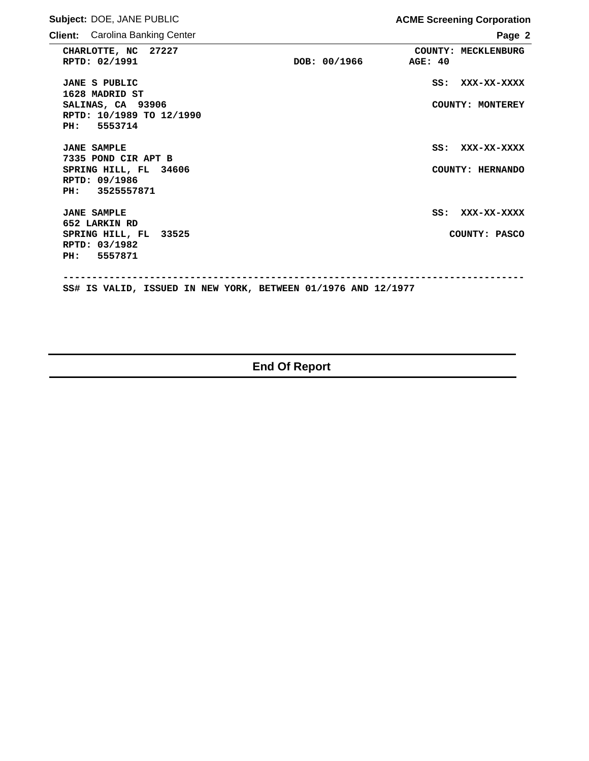CHARLOTTE, NC 27227 — COUNTY: MECKLENBURG
RPTD: 02/1991 — DOB: 00/1966 — AGE: 40

JANE S PUBLIC — SS: XXX-XX-XXXX
1628 MADRID ST
SALINAS, CA 93906 — COUNTY: MONTEREY
RPTD: 10/1989 TO 12/1990
PH: 5553714

JANE SAMPLE — SS: XXX-XX-XXXX
7335 POND CIR APT B
SPRING HILL, FL 34606 — COUNTY: HERNANDO
RPTD: 09/1986
PH: 3525557871

JANE SAMPLE — SS: XXX-XX-XXXX
652 LARKIN RD
SPRING HILL, FL 33525 — COUNTY: PASCO
RPTD: 03/1982
PH: 5557871

---

SS# IS VALID, ISSUED IN NEW YORK, BETWEEN 01/1976 AND 12/1977

---

**End Of Report**

---